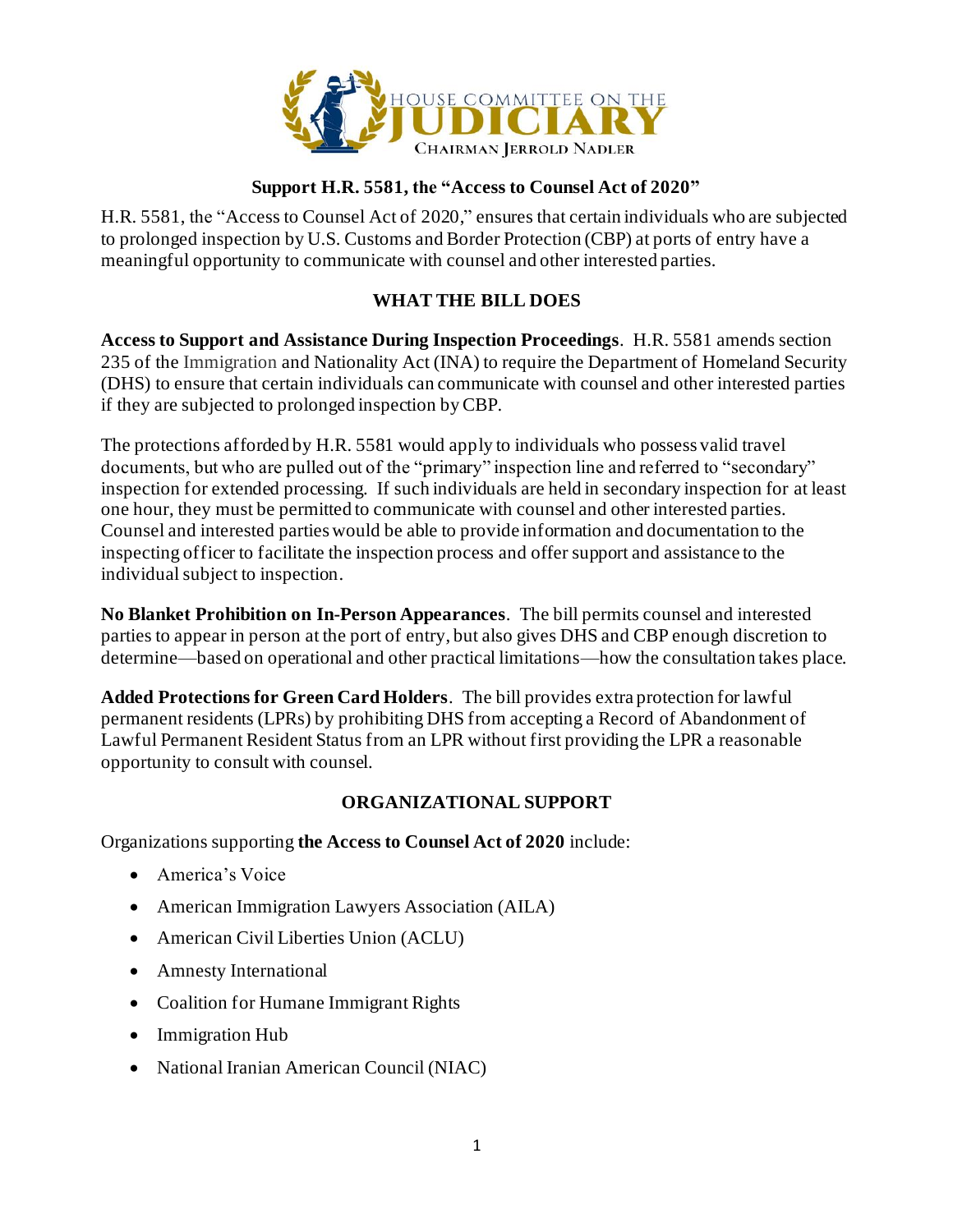HOUSE COMMITTEE ON THE **JUDICIARY**
CHAIRMAN JERROLD NADLER

**Support H.R. 5581, the "Access to Counsel Act of 2020"**

H.R. 5581, the "Access to Counsel Act of 2020," ensures that certain individuals who are subjected to prolonged inspection by U.S. Customs and Border Protection (CBP) at ports of entry have a meaningful opportunity to communicate with counsel and other interested parties.

## WHAT THE BILL DOES

**Access to Support and Assistance During Inspection Proceedings**. H.R. 5581 amends section 235 of the Immigration and Nationality Act (INA) to require the Department of Homeland Security (DHS) to ensure that certain individuals can communicate with counsel and other interested parties if they are subjected to prolonged inspection by CBP.

The protections afforded by H.R. 5581 would apply to individuals who possess valid travel documents, but who are pulled out of the "primary" inspection line and referred to "secondary" inspection for extended processing. If such individuals are held in secondary inspection for at least one hour, they must be permitted to communicate with counsel and other interested parties. Counsel and interested parties would be able to provide information and documentation to the inspecting officer to facilitate the inspection process and offer support and assistance to the individual subject to inspection.

**No Blanket Prohibition on In-Person Appearances**. The bill permits counsel and interested parties to appear in person at the port of entry, but also gives DHS and CBP enough discretion to determine—based on operational and other practical limitations—how the consultation takes place.

**Added Protections for Green Card Holders**. The bill provides extra protection for lawful permanent residents (LPRs) by prohibiting DHS from accepting a Record of Abandonment of Lawful Permanent Resident Status from an LPR without first providing the LPR a reasonable opportunity to consult with counsel.

## ORGANIZATIONAL SUPPORT

Organizations supporting **the Access to Counsel Act of 2020** include:

- America's Voice
- American Immigration Lawyers Association (AILA)
- American Civil Liberties Union (ACLU)
- Amnesty International
- Coalition for Humane Immigrant Rights
- Immigration Hub
- National Iranian American Council (NIAC)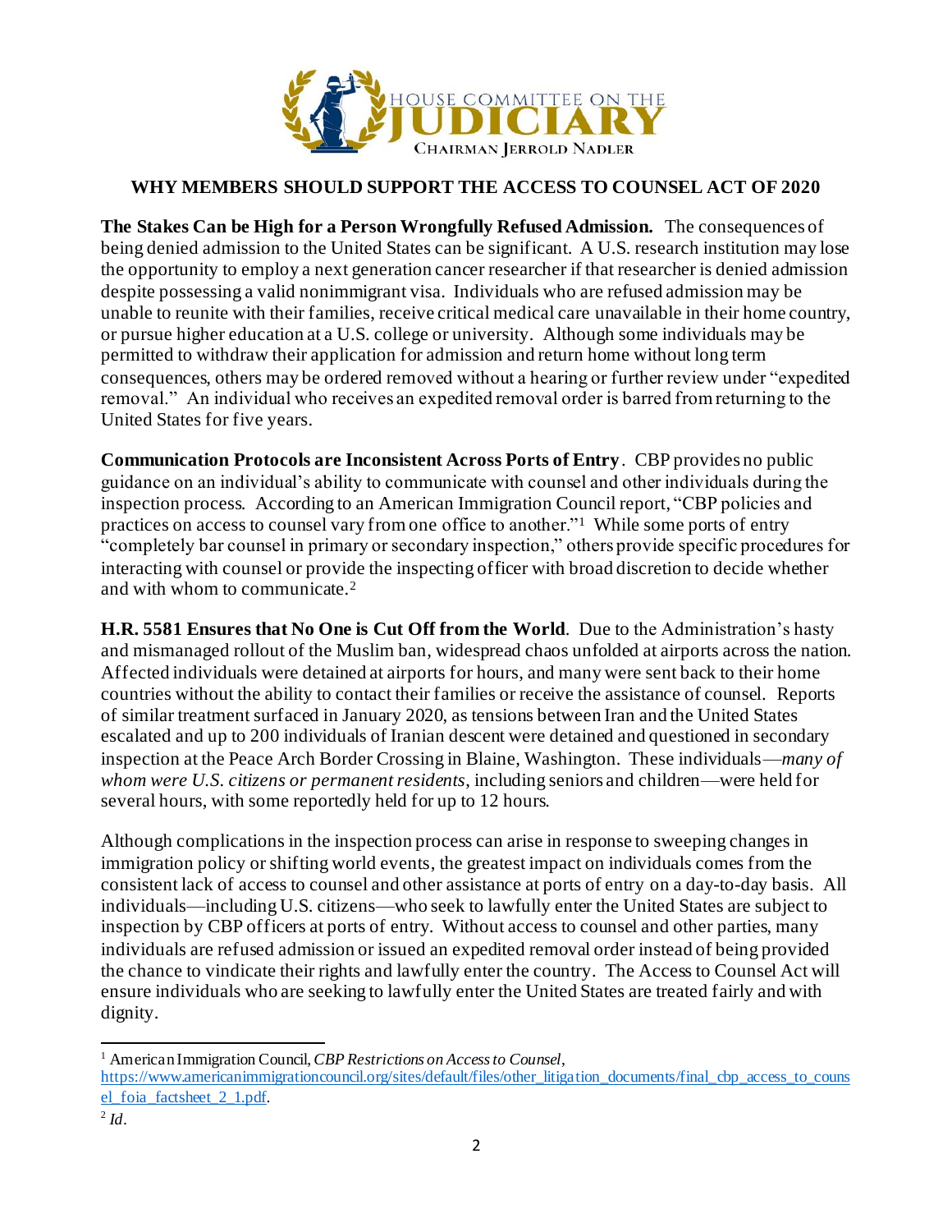HOUSE COMMITTEE ON THE JUDICIARY
CHAIRMAN JERROLD NADLER

## WHY MEMBERS SHOULD SUPPORT THE ACCESS TO COUNSEL ACT OF 2020

**The Stakes Can be High for a Person Wrongfully Refused Admission.** The consequences of being denied admission to the United States can be significant. A U.S. research institution may lose the opportunity to employ a next generation cancer researcher if that researcher is denied admission despite possessing a valid nonimmigrant visa. Individuals who are refused admission may be unable to reunite with their families, receive critical medical care unavailable in their home country, or pursue higher education at a U.S. college or university. Although some individuals may be permitted to withdraw their application for admission and return home without long term consequences, others may be ordered removed without a hearing or further review under "expedited removal." An individual who receives an expedited removal order is barred from returning to the United States for five years.

**Communication Protocols are Inconsistent Across Ports of Entry**. CBP provides no public guidance on an individual's ability to communicate with counsel and other individuals during the inspection process. According to an American Immigration Council report, "CBP policies and practices on access to counsel vary from one office to another."[1] While some ports of entry "completely bar counsel in primary or secondary inspection," others provide specific procedures for interacting with counsel or provide the inspecting officer with broad discretion to decide whether and with whom to communicate.[2]

**H.R. 5581 Ensures that No One is Cut Off from the World**. Due to the Administration's hasty and mismanaged rollout of the Muslim ban, widespread chaos unfolded at airports across the nation. Affected individuals were detained at airports for hours, and many were sent back to their home countries without the ability to contact their families or receive the assistance of counsel. Reports of similar treatment surfaced in January 2020, as tensions between Iran and the United States escalated and up to 200 individuals of Iranian descent were detained and questioned in secondary inspection at the Peace Arch Border Crossing in Blaine, Washington. These individuals—*many of whom were U.S. citizens or permanent residents*, including seniors and children—were held for several hours, with some reportedly held for up to 12 hours.

Although complications in the inspection process can arise in response to sweeping changes in immigration policy or shifting world events, the greatest impact on individuals comes from the consistent lack of access to counsel and other assistance at ports of entry on a day-to-day basis. All individuals—including U.S. citizens—who seek to lawfully enter the United States are subject to inspection by CBP officers at ports of entry. Without access to counsel and other parties, many individuals are refused admission or issued an expedited removal order instead of being provided the chance to vindicate their rights and lawfully enter the country. The Access to Counsel Act will ensure individuals who are seeking to lawfully enter the United States are treated fairly and with dignity.

---

[1] American Immigration Council, *CBP Restrictions on Access to Counsel*, https://www.americanimmigrationcouncil.org/sites/default/files/other_litigation_documents/final_cbp_access_to_counsel_foia_factsheet_2_1.pdf.

[2] *Id*.